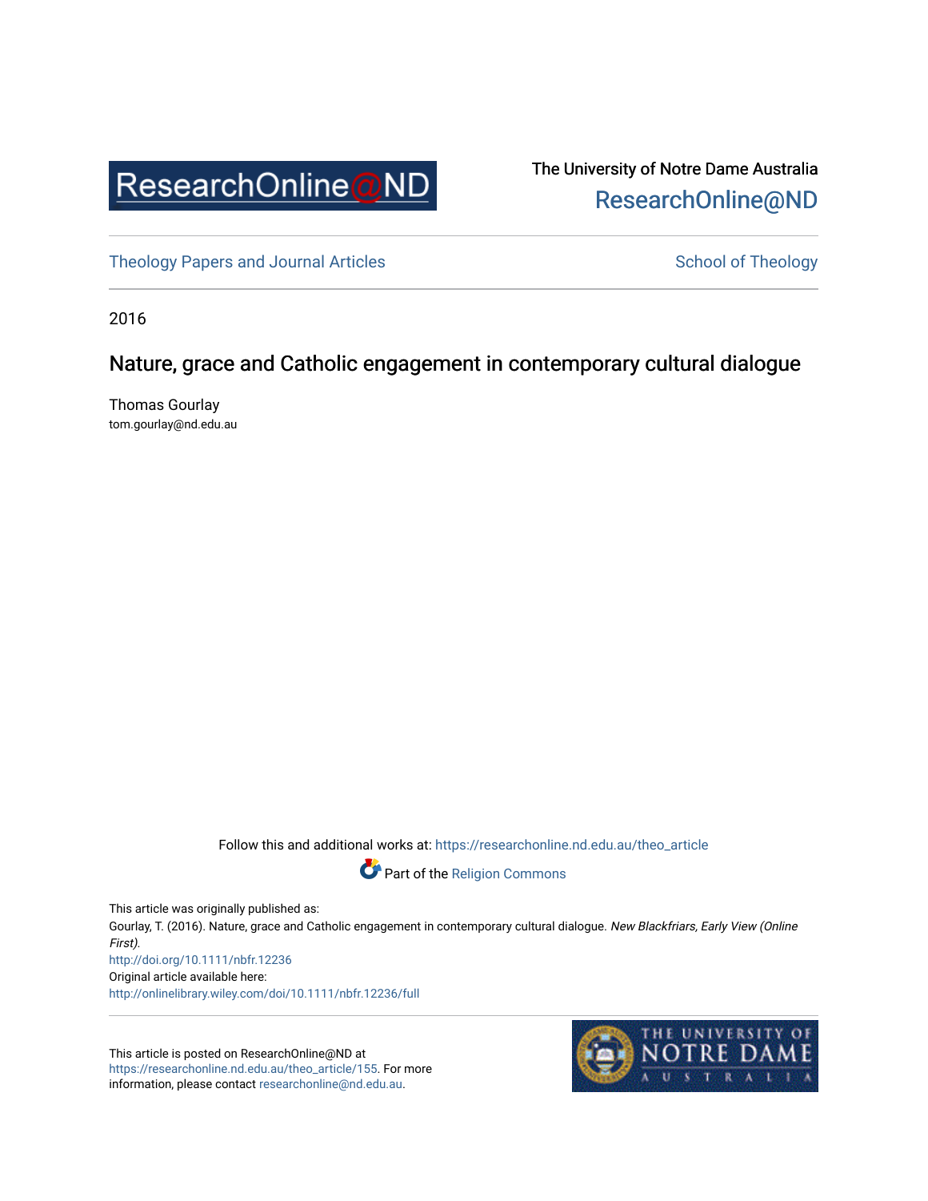ResearchOnline@ND

The University of Notre Dame Australia
ResearchOnline@ND

Theology Papers and Journal Articles

School of Theology

2016

# Nature, grace and Catholic engagement in contemporary cultural dialogue

Thomas Gourlay
tom.gourlay@nd.edu.au

Follow this and additional works at: https://researchonline.nd.edu.au/theo_article

Part of the Religion Commons

This article was originally published as:
Gourlay, T. (2016). Nature, grace and Catholic engagement in contemporary cultural dialogue. *New Blackfriars, Early View (Online First).*
http://doi.org/10.1111/nbfr.12236
Original article available here:
http://onlinelibrary.wiley.com/doi/10.1111/nbfr.12236/full

This article is posted on ResearchOnline@ND at https://researchonline.nd.edu.au/theo_article/155. For more information, please contact researchonline@nd.edu.au.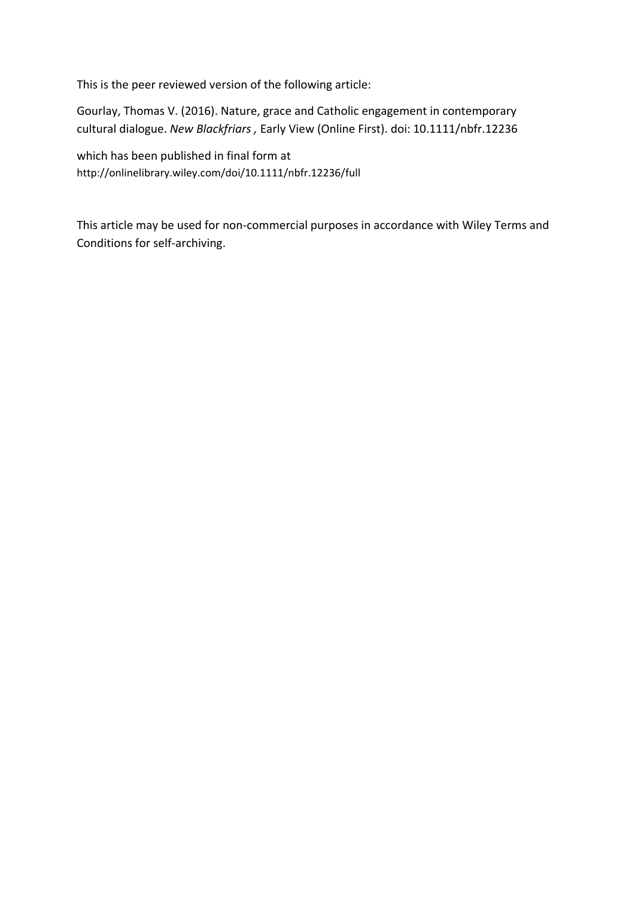This is the peer reviewed version of the following article:

Gourlay, Thomas V. (2016). Nature, grace and Catholic engagement in contemporary cultural dialogue. *New Blackfriars ,* Early View (Online First). doi: 10.1111/nbfr.12236

which has been published in final form at
http://onlinelibrary.wiley.com/doi/10.1111/nbfr.12236/full

This article may be used for non-commercial purposes in accordance with Wiley Terms and Conditions for self-archiving.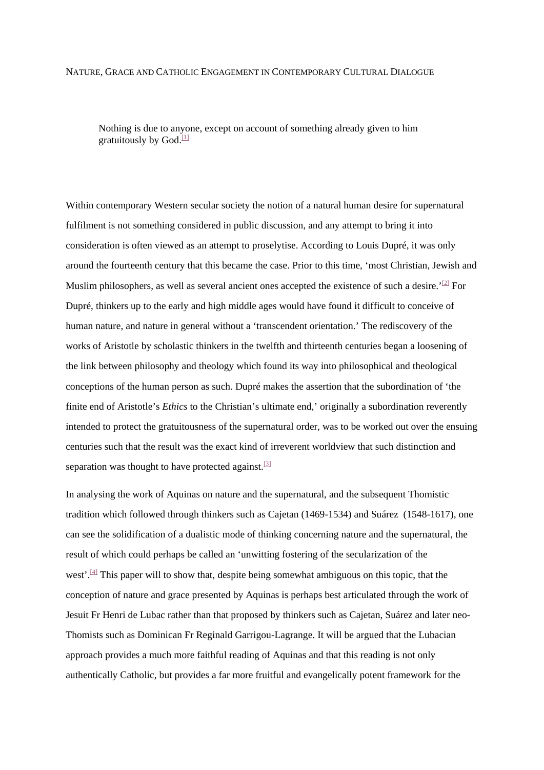# Nature, Grace and Catholic Engagement in Contemporary Cultural Dialogue

> Nothing is due to anyone, except on account of something already given to him gratuitously by God.[1]

Within contemporary Western secular society the notion of a natural human desire for supernatural fulfilment is not something considered in public discussion, and any attempt to bring it into consideration is often viewed as an attempt to proselytise. According to Louis Dupré, it was only around the fourteenth century that this became the case. Prior to this time, 'most Christian, Jewish and Muslim philosophers, as well as several ancient ones accepted the existence of such a desire.'[2] For Dupré, thinkers up to the early and high middle ages would have found it difficult to conceive of human nature, and nature in general without a 'transcendent orientation.' The rediscovery of the works of Aristotle by scholastic thinkers in the twelfth and thirteenth centuries began a loosening of the link between philosophy and theology which found its way into philosophical and theological conceptions of the human person as such. Dupré makes the assertion that the subordination of 'the finite end of Aristotle's *Ethics* to the Christian's ultimate end,' originally a subordination reverently intended to protect the gratuitousness of the supernatural order, was to be worked out over the ensuing centuries such that the result was the exact kind of irreverent worldview that such distinction and separation was thought to have protected against.[3]

In analysing the work of Aquinas on nature and the supernatural, and the subsequent Thomistic tradition which followed through thinkers such as Cajetan (1469-1534) and Suárez (1548-1617), one can see the solidification of a dualistic mode of thinking concerning nature and the supernatural, the result of which could perhaps be called an 'unwitting fostering of the secularization of the west'.[4] This paper will to show that, despite being somewhat ambiguous on this topic, that the conception of nature and grace presented by Aquinas is perhaps best articulated through the work of Jesuit Fr Henri de Lubac rather than that proposed by thinkers such as Cajetan, Suárez and later neo-Thomists such as Dominican Fr Reginald Garrigou-Lagrange. It will be argued that the Lubacian approach provides a much more faithful reading of Aquinas and that this reading is not only authentically Catholic, but provides a far more fruitful and evangelically potent framework for the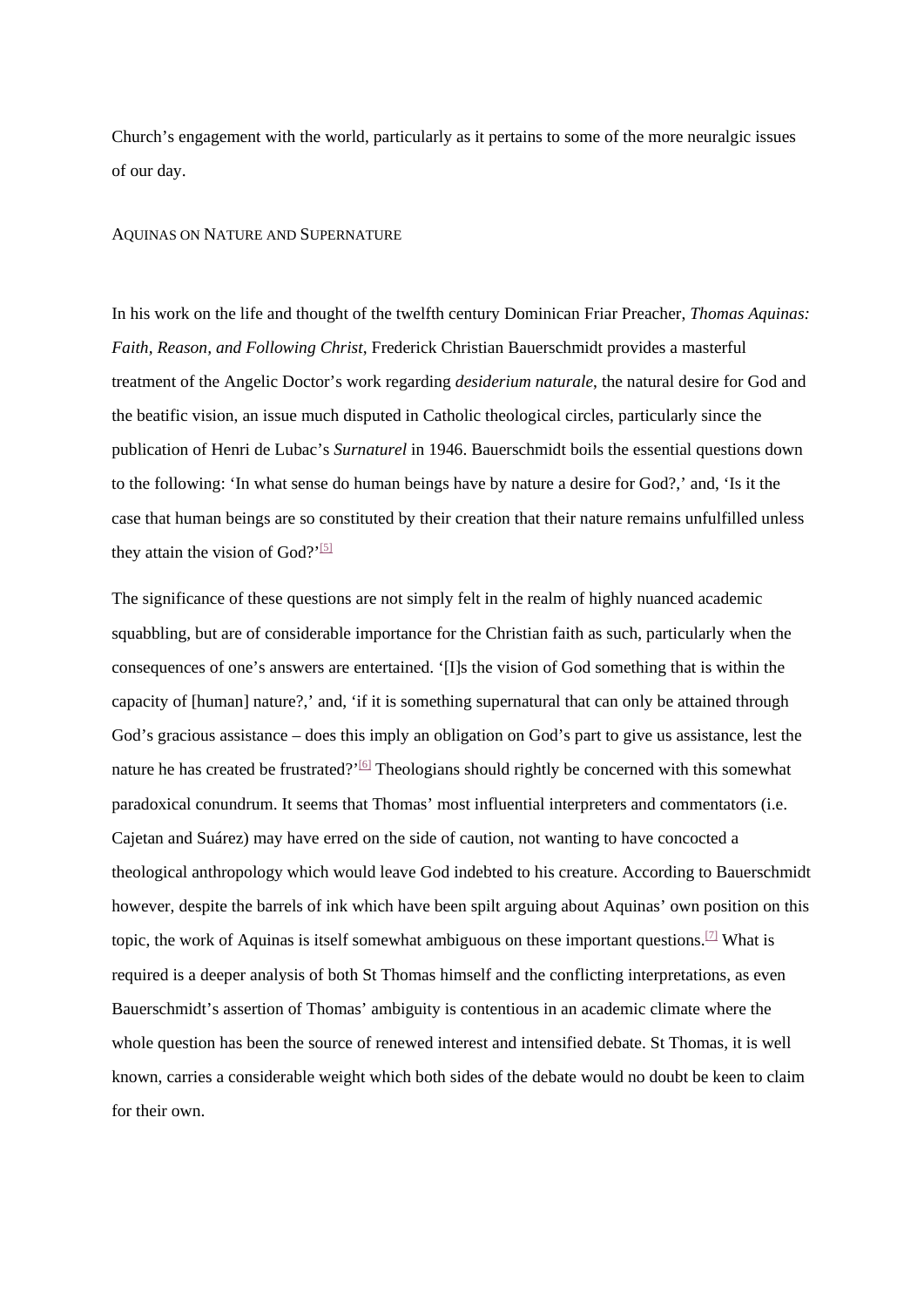Church’s engagement with the world, particularly as it pertains to some of the more neuralgic issues of our day.

## AQUINAS ON NATURE AND SUPERNATURE

In his work on the life and thought of the twelfth century Dominican Friar Preacher, *Thomas Aquinas: Faith, Reason, and Following Christ*, Frederick Christian Bauerschmidt provides a masterful treatment of the Angelic Doctor’s work regarding *desiderium naturale*, the natural desire for God and the beatific vision, an issue much disputed in Catholic theological circles, particularly since the publication of Henri de Lubac’s *Surnaturel* in 1946. Bauerschmidt boils the essential questions down to the following: ‘In what sense do human beings have by nature a desire for God?,’ and, ‘Is it the case that human beings are so constituted by their creation that their nature remains unfulfilled unless they attain the vision of God?’[5]

The significance of these questions are not simply felt in the realm of highly nuanced academic squabbling, but are of considerable importance for the Christian faith as such, particularly when the consequences of one’s answers are entertained. ‘[I]s the vision of God something that is within the capacity of [human] nature?,’ and, ‘if it is something supernatural that can only be attained through God’s gracious assistance – does this imply an obligation on God’s part to give us assistance, lest the nature he has created be frustrated?’[6] Theologians should rightly be concerned with this somewhat paradoxical conundrum. It seems that Thomas’ most influential interpreters and commentators (i.e. Cajetan and Suárez) may have erred on the side of caution, not wanting to have concocted a theological anthropology which would leave God indebted to his creature. According to Bauerschmidt however, despite the barrels of ink which have been spilt arguing about Aquinas’ own position on this topic, the work of Aquinas is itself somewhat ambiguous on these important questions.[7] What is required is a deeper analysis of both St Thomas himself and the conflicting interpretations, as even Bauerschmidt’s assertion of Thomas’ ambiguity is contentious in an academic climate where the whole question has been the source of renewed interest and intensified debate. St Thomas, it is well known, carries a considerable weight which both sides of the debate would no doubt be keen to claim for their own.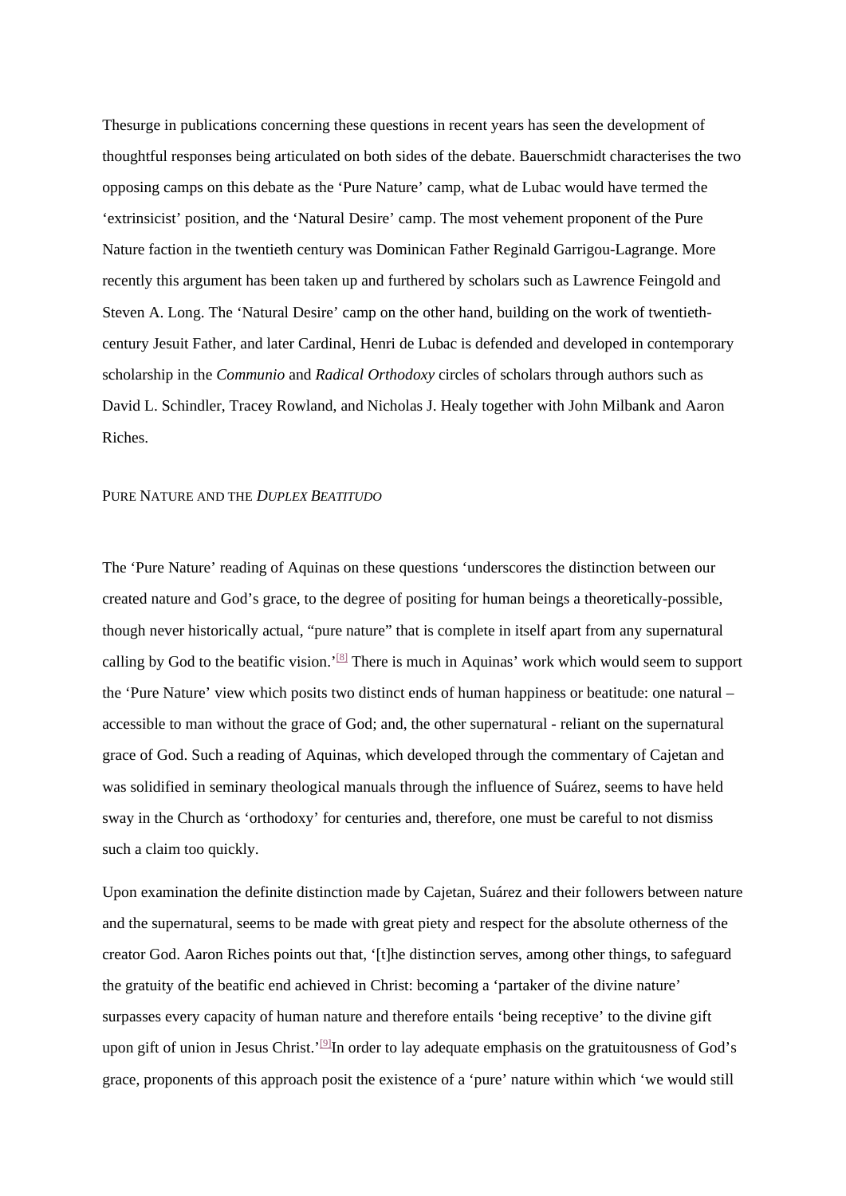Thesurge in publications concerning these questions in recent years has seen the development of thoughtful responses being articulated on both sides of the debate. Bauerschmidt characterises the two opposing camps on this debate as the 'Pure Nature' camp, what de Lubac would have termed the 'extrinsicist' position, and the 'Natural Desire' camp. The most vehement proponent of the Pure Nature faction in the twentieth century was Dominican Father Reginald Garrigou-Lagrange. More recently this argument has been taken up and furthered by scholars such as Lawrence Feingold and Steven A. Long. The 'Natural Desire' camp on the other hand, building on the work of twentieth-century Jesuit Father, and later Cardinal, Henri de Lubac is defended and developed in contemporary scholarship in the *Communio* and *Radical Orthodoxy* circles of scholars through authors such as David L. Schindler, Tracey Rowland, and Nicholas J. Healy together with John Milbank and Aaron Riches.

## Pure Nature and the *Duplex Beatitudo*

The 'Pure Nature' reading of Aquinas on these questions 'underscores the distinction between our created nature and God's grace, to the degree of positing for human beings a theoretically-possible, though never historically actual, "pure nature" that is complete in itself apart from any supernatural calling by God to the beatific vision.'[8] There is much in Aquinas' work which would seem to support the 'Pure Nature' view which posits two distinct ends of human happiness or beatitude: one natural – accessible to man without the grace of God; and, the other supernatural - reliant on the supernatural grace of God. Such a reading of Aquinas, which developed through the commentary of Cajetan and was solidified in seminary theological manuals through the influence of Suárez, seems to have held sway in the Church as 'orthodoxy' for centuries and, therefore, one must be careful to not dismiss such a claim too quickly.

Upon examination the definite distinction made by Cajetan, Suárez and their followers between nature and the supernatural, seems to be made with great piety and respect for the absolute otherness of the creator God. Aaron Riches points out that, '[t]he distinction serves, among other things, to safeguard the gratuity of the beatific end achieved in Christ: becoming a 'partaker of the divine nature' surpasses every capacity of human nature and therefore entails 'being receptive' to the divine gift upon gift of union in Jesus Christ.'[9]In order to lay adequate emphasis on the gratuitousness of God's grace, proponents of this approach posit the existence of a 'pure' nature within which 'we would still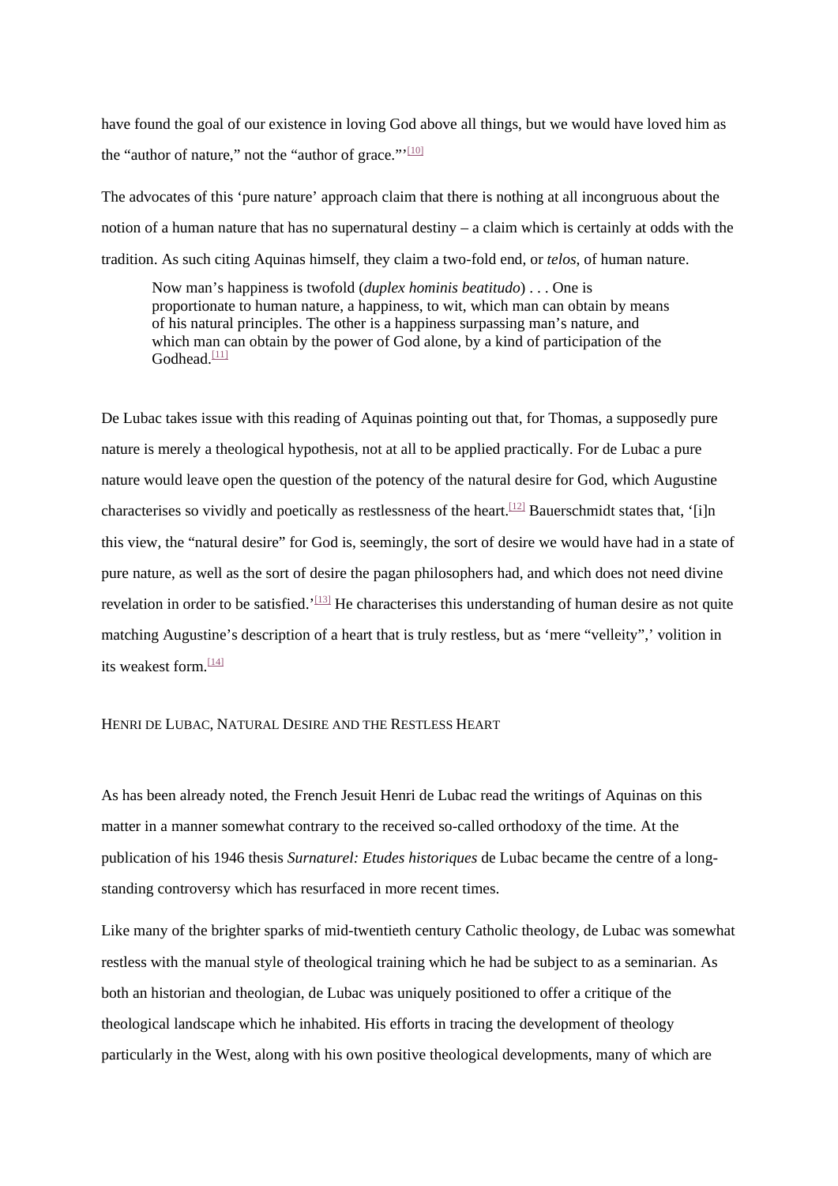have found the goal of our existence in loving God above all things, but we would have loved him as the "author of nature," not the "author of grace."'[10]

The advocates of this 'pure nature' approach claim that there is nothing at all incongruous about the notion of a human nature that has no supernatural destiny – a claim which is certainly at odds with the tradition. As such citing Aquinas himself, they claim a two-fold end, or *telos*, of human nature.

> Now man's happiness is twofold (*duplex hominis beatitudo*) . . . One is proportionate to human nature, a happiness, to wit, which man can obtain by means of his natural principles. The other is a happiness surpassing man's nature, and which man can obtain by the power of God alone, by a kind of participation of the Godhead.[11]

De Lubac takes issue with this reading of Aquinas pointing out that, for Thomas, a supposedly pure nature is merely a theological hypothesis, not at all to be applied practically. For de Lubac a pure nature would leave open the question of the potency of the natural desire for God, which Augustine characterises so vividly and poetically as restlessness of the heart.[12] Bauerschmidt states that, '[i]n this view, the "natural desire" for God is, seemingly, the sort of desire we would have had in a state of pure nature, as well as the sort of desire the pagan philosophers had, and which does not need divine revelation in order to be satisfied.'[13] He characterises this understanding of human desire as not quite matching Augustine's description of a heart that is truly restless, but as 'mere "velleity",' volition in its weakest form.[14]

## Henri de Lubac, Natural Desire and the Restless Heart

As has been already noted, the French Jesuit Henri de Lubac read the writings of Aquinas on this matter in a manner somewhat contrary to the received so-called orthodoxy of the time. At the publication of his 1946 thesis *Surnaturel: Etudes historiques* de Lubac became the centre of a long-standing controversy which has resurfaced in more recent times.

Like many of the brighter sparks of mid-twentieth century Catholic theology, de Lubac was somewhat restless with the manual style of theological training which he had be subject to as a seminarian. As both an historian and theologian, de Lubac was uniquely positioned to offer a critique of the theological landscape which he inhabited. His efforts in tracing the development of theology particularly in the West, along with his own positive theological developments, many of which are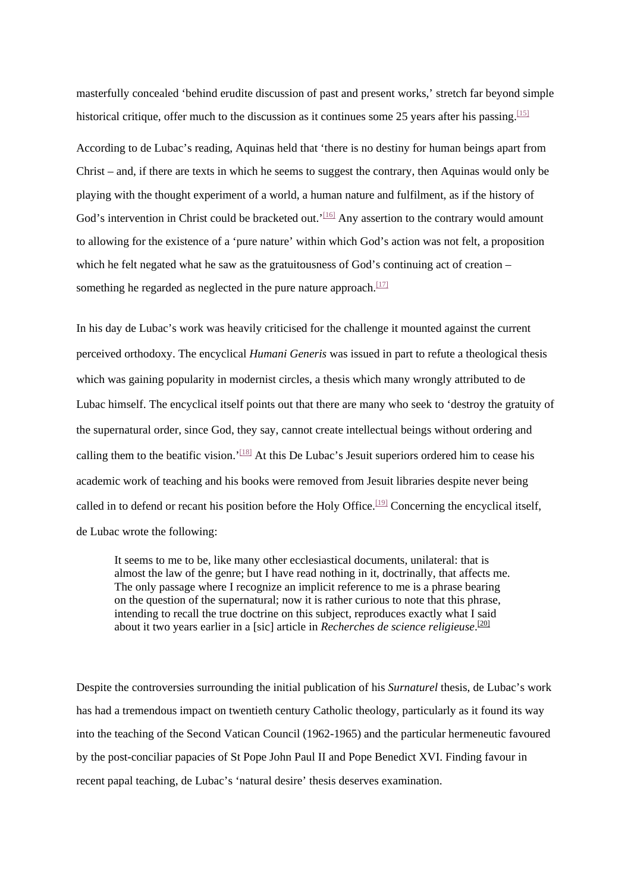masterfully concealed 'behind erudite discussion of past and present works,' stretch far beyond simple historical critique, offer much to the discussion as it continues some 25 years after his passing.[15]

According to de Lubac's reading, Aquinas held that 'there is no destiny for human beings apart from Christ – and, if there are texts in which he seems to suggest the contrary, then Aquinas would only be playing with the thought experiment of a world, a human nature and fulfilment, as if the history of God's intervention in Christ could be bracketed out.'[16] Any assertion to the contrary would amount to allowing for the existence of a 'pure nature' within which God's action was not felt, a proposition which he felt negated what he saw as the gratuitousness of God's continuing act of creation – something he regarded as neglected in the pure nature approach.[17]

In his day de Lubac's work was heavily criticised for the challenge it mounted against the current perceived orthodoxy. The encyclical *Humani Generis* was issued in part to refute a theological thesis which was gaining popularity in modernist circles, a thesis which many wrongly attributed to de Lubac himself. The encyclical itself points out that there are many who seek to 'destroy the gratuity of the supernatural order, since God, they say, cannot create intellectual beings without ordering and calling them to the beatific vision.'[18] At this De Lubac's Jesuit superiors ordered him to cease his academic work of teaching and his books were removed from Jesuit libraries despite never being called in to defend or recant his position before the Holy Office.[19] Concerning the encyclical itself, de Lubac wrote the following:

> It seems to me to be, like many other ecclesiastical documents, unilateral: that is almost the law of the genre; but I have read nothing in it, doctrinally, that affects me. The only passage where I recognize an implicit reference to me is a phrase bearing on the question of the supernatural; now it is rather curious to note that this phrase, intending to recall the true doctrine on this subject, reproduces exactly what I said about it two years earlier in a [sic] article in *Recherches de science religieuse*.[20]

Despite the controversies surrounding the initial publication of his *Surnaturel* thesis, de Lubac's work has had a tremendous impact on twentieth century Catholic theology, particularly as it found its way into the teaching of the Second Vatican Council (1962-1965) and the particular hermeneutic favoured by the post-conciliar papacies of St Pope John Paul II and Pope Benedict XVI. Finding favour in recent papal teaching, de Lubac's 'natural desire' thesis deserves examination.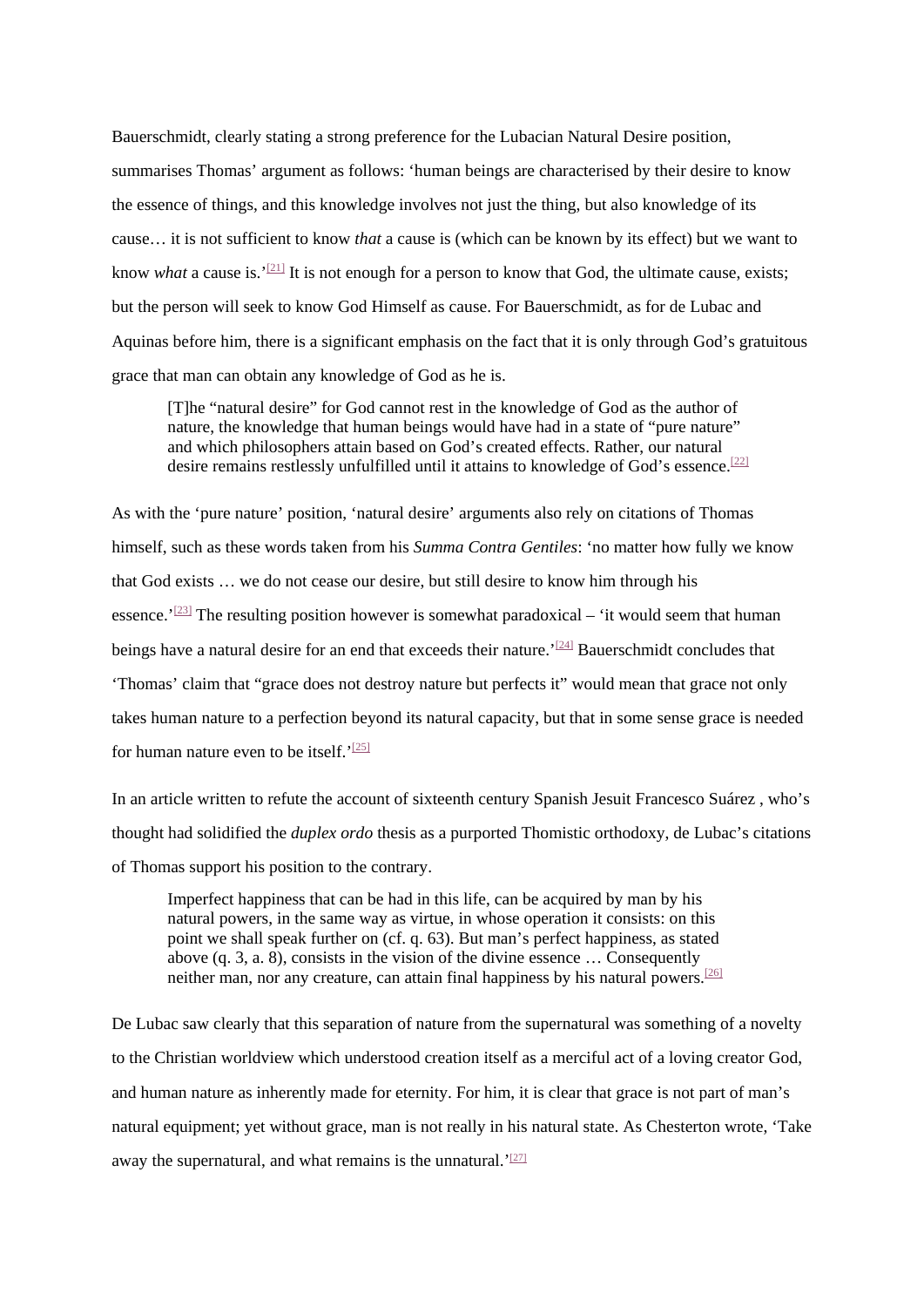Bauerschmidt, clearly stating a strong preference for the Lubacian Natural Desire position, summarises Thomas' argument as follows: 'human beings are characterised by their desire to know the essence of things, and this knowledge involves not just the thing, but also knowledge of its cause… it is not sufficient to know *that* a cause is (which can be known by its effect) but we want to know *what* a cause is.'[21] It is not enough for a person to know that God, the ultimate cause, exists; but the person will seek to know God Himself as cause. For Bauerschmidt, as for de Lubac and Aquinas before him, there is a significant emphasis on the fact that it is only through God's gratuitous grace that man can obtain any knowledge of God as he is.

> [T]he "natural desire" for God cannot rest in the knowledge of God as the author of nature, the knowledge that human beings would have had in a state of "pure nature" and which philosophers attain based on God's created effects. Rather, our natural desire remains restlessly unfulfilled until it attains to knowledge of God's essence.[22]

As with the 'pure nature' position, 'natural desire' arguments also rely on citations of Thomas himself, such as these words taken from his *Summa Contra Gentiles*: 'no matter how fully we know that God exists … we do not cease our desire, but still desire to know him through his essence.'[23] The resulting position however is somewhat paradoxical – 'it would seem that human beings have a natural desire for an end that exceeds their nature.'[24] Bauerschmidt concludes that 'Thomas' claim that "grace does not destroy nature but perfects it" would mean that grace not only takes human nature to a perfection beyond its natural capacity, but that in some sense grace is needed for human nature even to be itself.'[25]

In an article written to refute the account of sixteenth century Spanish Jesuit Francesco Suárez , who's thought had solidified the *duplex ordo* thesis as a purported Thomistic orthodoxy, de Lubac's citations of Thomas support his position to the contrary.

> Imperfect happiness that can be had in this life, can be acquired by man by his natural powers, in the same way as virtue, in whose operation it consists: on this point we shall speak further on (cf. q. 63). But man's perfect happiness, as stated above (q. 3, a. 8), consists in the vision of the divine essence … Consequently neither man, nor any creature, can attain final happiness by his natural powers.[26]

De Lubac saw clearly that this separation of nature from the supernatural was something of a novelty to the Christian worldview which understood creation itself as a merciful act of a loving creator God, and human nature as inherently made for eternity. For him, it is clear that grace is not part of man's natural equipment; yet without grace, man is not really in his natural state. As Chesterton wrote, 'Take away the supernatural, and what remains is the unnatural.'[27]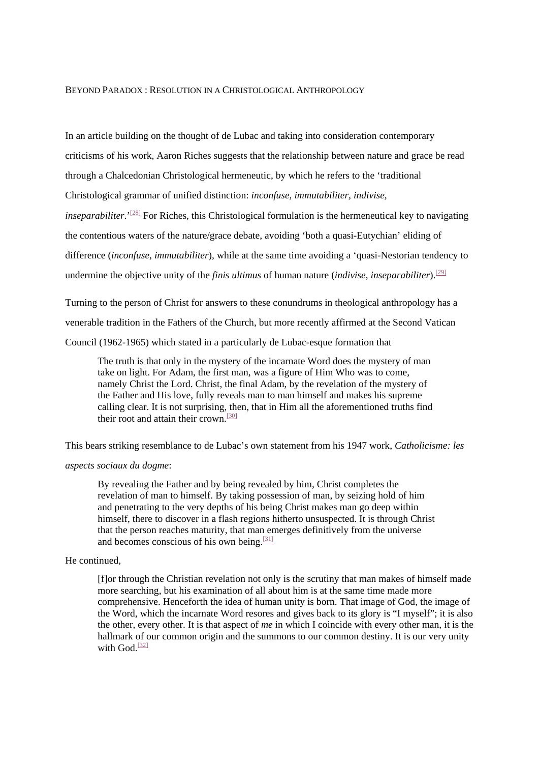BEYOND PARADOX : RESOLUTION IN A CHRISTOLOGICAL ANTHROPOLOGY

In an article building on the thought of de Lubac and taking into consideration contemporary criticisms of his work, Aaron Riches suggests that the relationship between nature and grace be read through a Chalcedonian Christological hermeneutic, by which he refers to the 'traditional Christological grammar of unified distinction: *inconfuse, immutabiliter, indivise, inseparabiliter*.'[28] For Riches, this Christological formulation is the hermeneutical key to navigating the contentious waters of the nature/grace debate, avoiding 'both a quasi-Eutychian' eliding of difference (*inconfuse, immutabiliter*), while at the same time avoiding a 'quasi-Nestorian tendency to undermine the objective unity of the *finis ultimus* of human nature (*indivise, inseparabiliter*).[29]

Turning to the person of Christ for answers to these conundrums in theological anthropology has a venerable tradition in the Fathers of the Church, but more recently affirmed at the Second Vatican Council (1962-1965) which stated in a particularly de Lubac-esque formation that

> The truth is that only in the mystery of the incarnate Word does the mystery of man take on light. For Adam, the first man, was a figure of Him Who was to come, namely Christ the Lord. Christ, the final Adam, by the revelation of the mystery of the Father and His love, fully reveals man to man himself and makes his supreme calling clear. It is not surprising, then, that in Him all the aforementioned truths find their root and attain their crown.[30]

This bears striking resemblance to de Lubac's own statement from his 1947 work, *Catholicisme: les aspects sociaux du dogme*:

> By revealing the Father and by being revealed by him, Christ completes the revelation of man to himself. By taking possession of man, by seizing hold of him and penetrating to the very depths of his being Christ makes man go deep within himself, there to discover in a flash regions hitherto unsuspected. It is through Christ that the person reaches maturity, that man emerges definitively from the universe and becomes conscious of his own being.[31]

He continued,

> [f]or through the Christian revelation not only is the scrutiny that man makes of himself made more searching, but his examination of all about him is at the same time made more comprehensive. Henceforth the idea of human unity is born. That image of God, the image of the Word, which the incarnate Word resores and gives back to its glory is "I myself"; it is also the other, every other. It is that aspect of *me* in which I coincide with every other man, it is the hallmark of our common origin and the summons to our common destiny. It is our very unity with God.[32]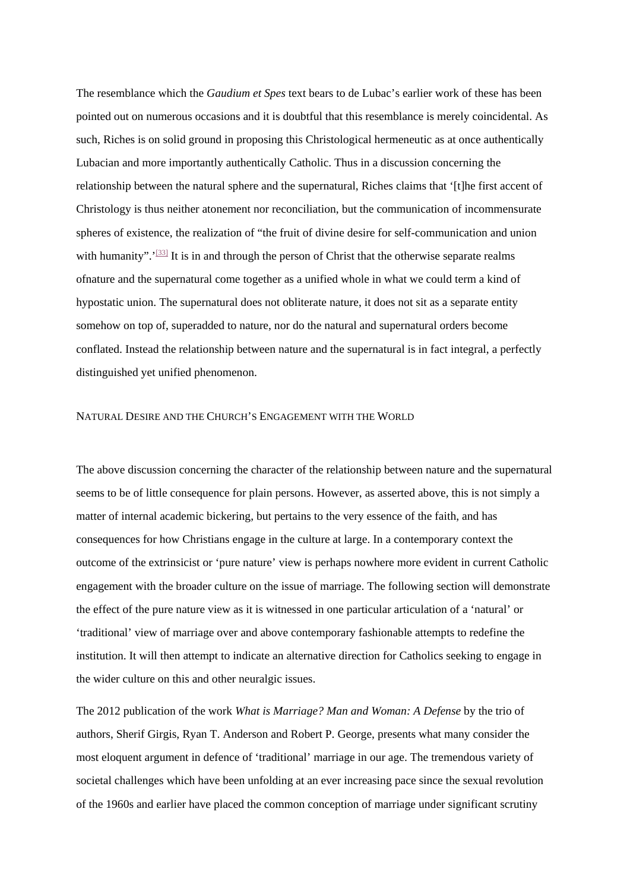The resemblance which the *Gaudium et Spes* text bears to de Lubac's earlier work of these has been pointed out on numerous occasions and it is doubtful that this resemblance is merely coincidental. As such, Riches is on solid ground in proposing this Christological hermeneutic as at once authentically Lubacian and more importantly authentically Catholic. Thus in a discussion concerning the relationship between the natural sphere and the supernatural, Riches claims that '[t]he first accent of Christology is thus neither atonement nor reconciliation, but the communication of incommensurate spheres of existence, the realization of "the fruit of divine desire for self-communication and union with humanity".'[33] It is in and through the person of Christ that the otherwise separate realms ofnature and the supernatural come together as a unified whole in what we could term a kind of hypostatic union. The supernatural does not obliterate nature, it does not sit as a separate entity somehow on top of, superadded to nature, nor do the natural and supernatural orders become conflated. Instead the relationship between nature and the supernatural is in fact integral, a perfectly distinguished yet unified phenomenon.

## Natural Desire and the Church's Engagement with the World

The above discussion concerning the character of the relationship between nature and the supernatural seems to be of little consequence for plain persons. However, as asserted above, this is not simply a matter of internal academic bickering, but pertains to the very essence of the faith, and has consequences for how Christians engage in the culture at large. In a contemporary context the outcome of the extrinsicist or 'pure nature' view is perhaps nowhere more evident in current Catholic engagement with the broader culture on the issue of marriage. The following section will demonstrate the effect of the pure nature view as it is witnessed in one particular articulation of a 'natural' or 'traditional' view of marriage over and above contemporary fashionable attempts to redefine the institution. It will then attempt to indicate an alternative direction for Catholics seeking to engage in the wider culture on this and other neuralgic issues.

The 2012 publication of the work *What is Marriage? Man and Woman: A Defense* by the trio of authors, Sherif Girgis, Ryan T. Anderson and Robert P. George, presents what many consider the most eloquent argument in defence of 'traditional' marriage in our age. The tremendous variety of societal challenges which have been unfolding at an ever increasing pace since the sexual revolution of the 1960s and earlier have placed the common conception of marriage under significant scrutiny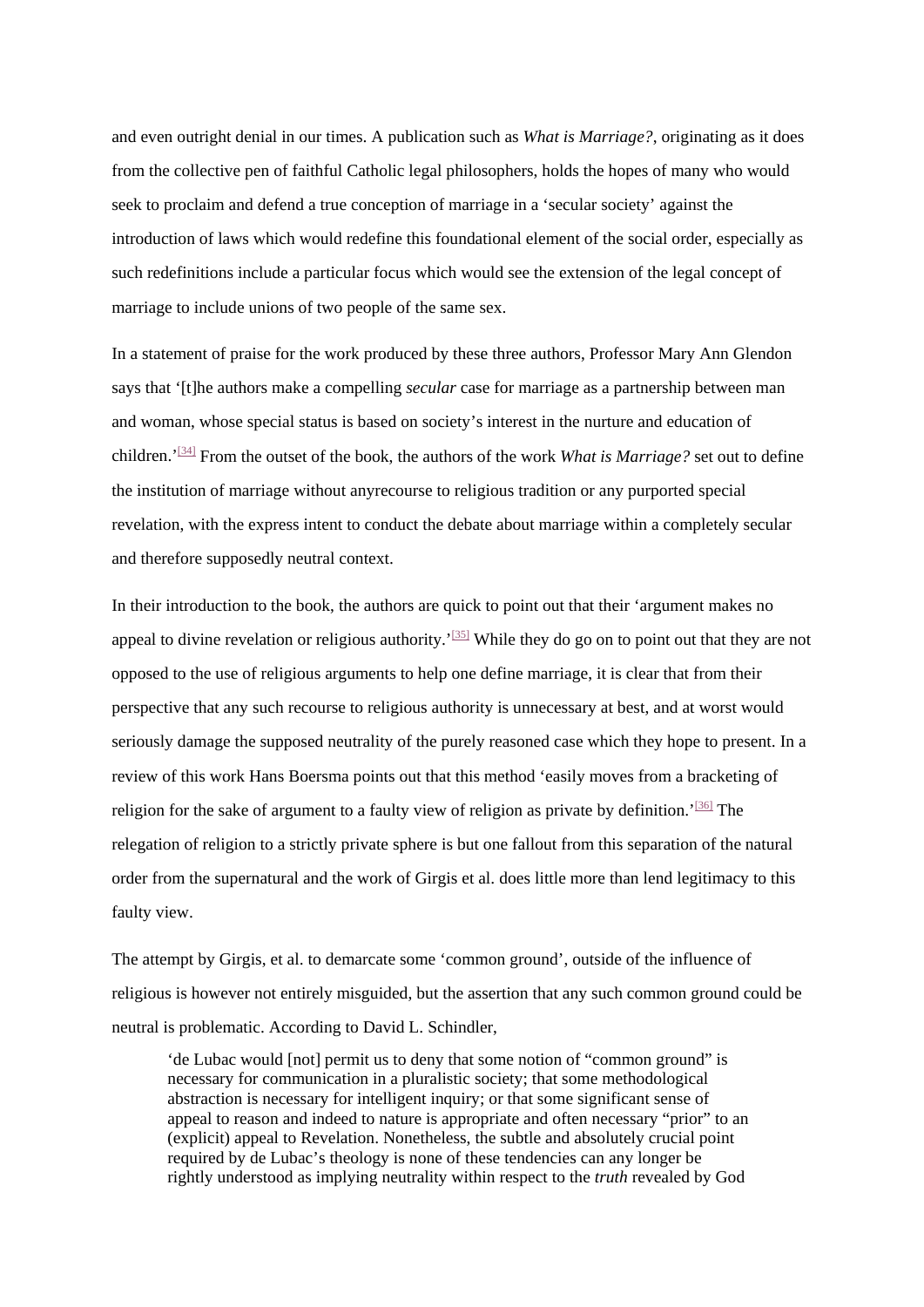and even outright denial in our times. A publication such as *What is Marriage?*, originating as it does from the collective pen of faithful Catholic legal philosophers, holds the hopes of many who would seek to proclaim and defend a true conception of marriage in a 'secular society' against the introduction of laws which would redefine this foundational element of the social order, especially as such redefinitions include a particular focus which would see the extension of the legal concept of marriage to include unions of two people of the same sex.

In a statement of praise for the work produced by these three authors, Professor Mary Ann Glendon says that '[t]he authors make a compelling *secular* case for marriage as a partnership between man and woman, whose special status is based on society's interest in the nurture and education of children.'[34] From the outset of the book, the authors of the work *What is Marriage?* set out to define the institution of marriage without anyrecourse to religious tradition or any purported special revelation, with the express intent to conduct the debate about marriage within a completely secular and therefore supposedly neutral context.

In their introduction to the book, the authors are quick to point out that their 'argument makes no appeal to divine revelation or religious authority.'[35] While they do go on to point out that they are not opposed to the use of religious arguments to help one define marriage, it is clear that from their perspective that any such recourse to religious authority is unnecessary at best, and at worst would seriously damage the supposed neutrality of the purely reasoned case which they hope to present. In a review of this work Hans Boersma points out that this method 'easily moves from a bracketing of religion for the sake of argument to a faulty view of religion as private by definition.'[36] The relegation of religion to a strictly private sphere is but one fallout from this separation of the natural order from the supernatural and the work of Girgis et al. does little more than lend legitimacy to this faulty view.

The attempt by Girgis, et al. to demarcate some 'common ground', outside of the influence of religious is however not entirely misguided, but the assertion that any such common ground could be neutral is problematic. According to David L. Schindler,

> 'de Lubac would [not] permit us to deny that some notion of "common ground" is necessary for communication in a pluralistic society; that some methodological abstraction is necessary for intelligent inquiry; or that some significant sense of appeal to reason and indeed to nature is appropriate and often necessary "prior" to an (explicit) appeal to Revelation. Nonetheless, the subtle and absolutely crucial point required by de Lubac's theology is none of these tendencies can any longer be rightly understood as implying neutrality within respect to the *truth* revealed by God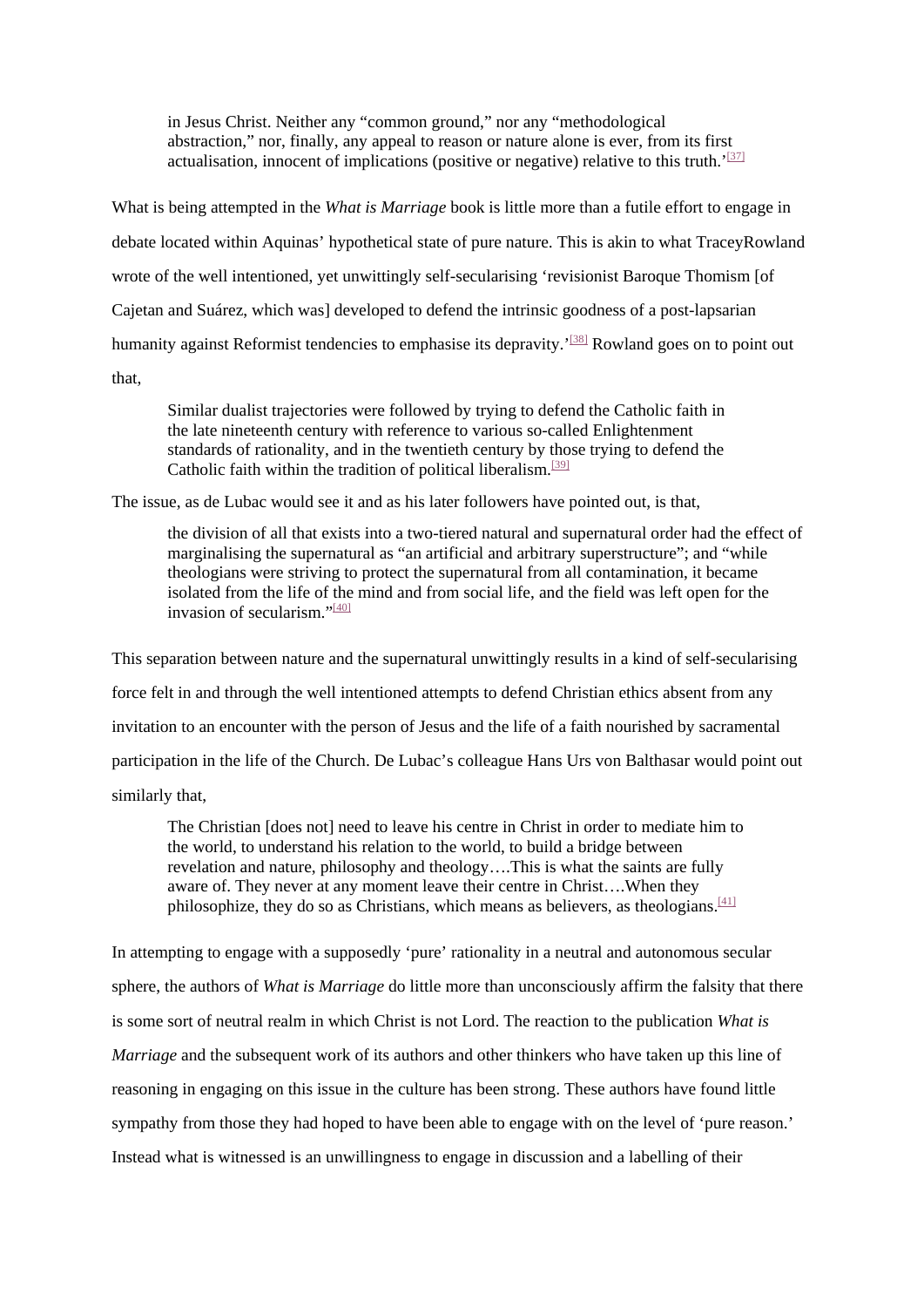> in Jesus Christ. Neither any "common ground," nor any "methodological abstraction," nor, finally, any appeal to reason or nature alone is ever, from its first actualisation, innocent of implications (positive or negative) relative to this truth.'[37]

What is being attempted in the *What is Marriage* book is little more than a futile effort to engage in debate located within Aquinas' hypothetical state of pure nature. This is akin to what TraceyRowland wrote of the well intentioned, yet unwittingly self-secularising 'revisionist Baroque Thomism [of Cajetan and Suárez, which was] developed to defend the intrinsic goodness of a post-lapsarian humanity against Reformist tendencies to emphasise its depravity.'[38] Rowland goes on to point out that,

> Similar dualist trajectories were followed by trying to defend the Catholic faith in the late nineteenth century with reference to various so-called Enlightenment standards of rationality, and in the twentieth century by those trying to defend the Catholic faith within the tradition of political liberalism.[39]

The issue, as de Lubac would see it and as his later followers have pointed out, is that,

> the division of all that exists into a two-tiered natural and supernatural order had the effect of marginalising the supernatural as "an artificial and arbitrary superstructure"; and "while theologians were striving to protect the supernatural from all contamination, it became isolated from the life of the mind and from social life, and the field was left open for the invasion of secularism."[40]

This separation between nature and the supernatural unwittingly results in a kind of self-secularising force felt in and through the well intentioned attempts to defend Christian ethics absent from any invitation to an encounter with the person of Jesus and the life of a faith nourished by sacramental participation in the life of the Church. De Lubac's colleague Hans Urs von Balthasar would point out similarly that,

> The Christian [does not] need to leave his centre in Christ in order to mediate him to the world, to understand his relation to the world, to build a bridge between revelation and nature, philosophy and theology….This is what the saints are fully aware of. They never at any moment leave their centre in Christ….When they philosophize, they do so as Christians, which means as believers, as theologians.[41]

In attempting to engage with a supposedly 'pure' rationality in a neutral and autonomous secular sphere, the authors of *What is Marriage* do little more than unconsciously affirm the falsity that there is some sort of neutral realm in which Christ is not Lord. The reaction to the publication *What is Marriage* and the subsequent work of its authors and other thinkers who have taken up this line of reasoning in engaging on this issue in the culture has been strong. These authors have found little sympathy from those they had hoped to have been able to engage with on the level of 'pure reason.' Instead what is witnessed is an unwillingness to engage in discussion and a labelling of their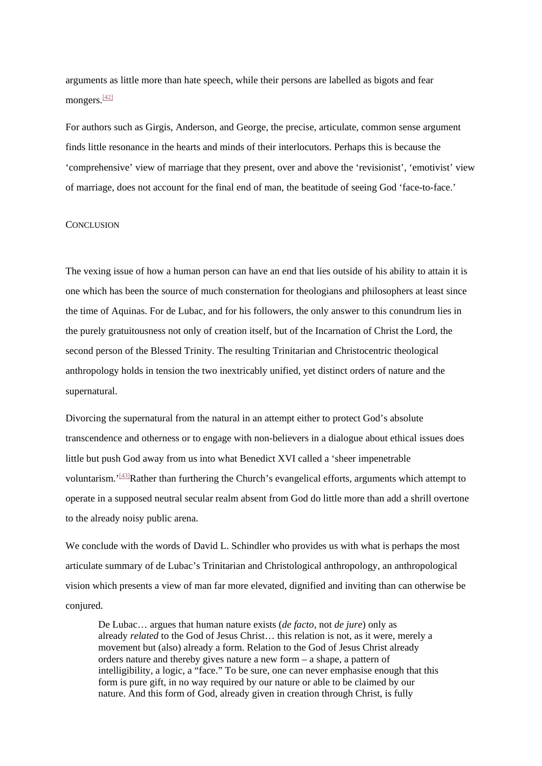arguments as little more than hate speech, while their persons are labelled as bigots and fear mongers.[42]

For authors such as Girgis, Anderson, and George, the precise, articulate, common sense argument finds little resonance in the hearts and minds of their interlocutors. Perhaps this is because the ‘comprehensive’ view of marriage that they present, over and above the ‘revisionist’, ‘emotivist’ view of marriage, does not account for the final end of man, the beatitude of seeing God ‘face-to-face.’

## Conclusion

The vexing issue of how a human person can have an end that lies outside of his ability to attain it is one which has been the source of much consternation for theologians and philosophers at least since the time of Aquinas. For de Lubac, and for his followers, the only answer to this conundrum lies in the purely gratuitousness not only of creation itself, but of the Incarnation of Christ the Lord, the second person of the Blessed Trinity. The resulting Trinitarian and Christocentric theological anthropology holds in tension the two inextricably unified, yet distinct orders of nature and the supernatural.

Divorcing the supernatural from the natural in an attempt either to protect God’s absolute transcendence and otherness or to engage with non-believers in a dialogue about ethical issues does little but push God away from us into what Benedict XVI called a ‘sheer impenetrable voluntarism.’[43]Rather than furthering the Church’s evangelical efforts, arguments which attempt to operate in a supposed neutral secular realm absent from God do little more than add a shrill overtone to the already noisy public arena.

We conclude with the words of David L. Schindler who provides us with what is perhaps the most articulate summary of de Lubac’s Trinitarian and Christological anthropology, an anthropological vision which presents a view of man far more elevated, dignified and inviting than can otherwise be conjured.

> De Lubac… argues that human nature exists (*de facto*, not *de jure*) only as already *related* to the God of Jesus Christ… this relation is not, as it were, merely a movement but (also) already a form. Relation to the God of Jesus Christ already orders nature and thereby gives nature a new form – a shape, a pattern of intelligibility, a logic, a “face.” To be sure, one can never emphasise enough that this form is pure gift, in no way required by our nature or able to be claimed by our nature. And this form of God, already given in creation through Christ, is fully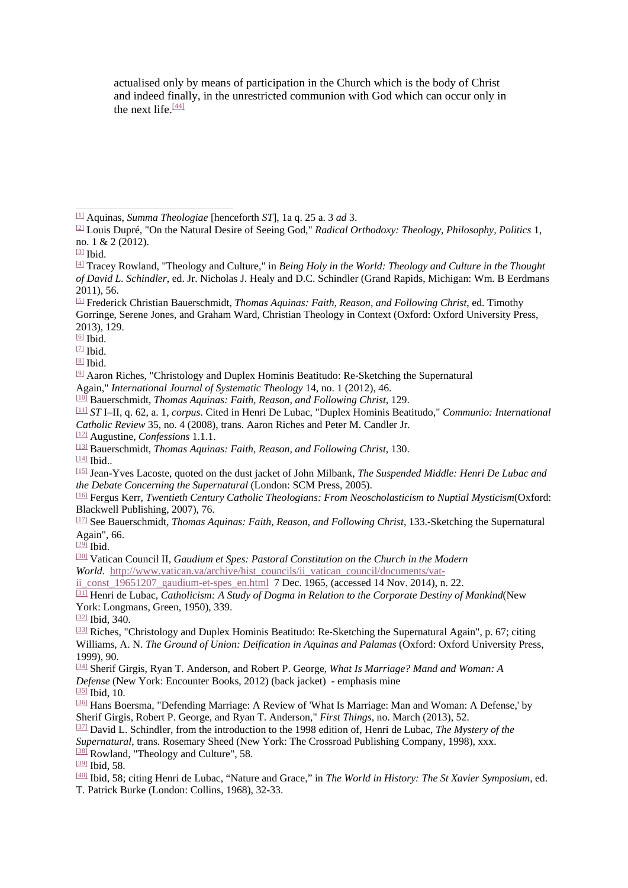actualised only by means of participation in the Church which is the body of Christ and indeed finally, in the unrestricted communion with God which can occur only in the next life.[44]

---

[1] Aquinas, *Summa Theologiae* [henceforth *ST*], 1a q. 25 a. 3 *ad* 3.

[2] Louis Dupré, "On the Natural Desire of Seeing God," *Radical Orthodoxy: Theology, Philosophy, Politics* 1, no. 1 & 2 (2012).

[3] Ibid.

[4] Tracey Rowland, "Theology and Culture," in *Being Holy in the World: Theology and Culture in the Thought of David L. Schindler*, ed. Jr. Nicholas J. Healy and D.C. Schindler (Grand Rapids, Michigan: Wm. B Eerdmans 2011), 56.

[5] Frederick Christian Bauerschmidt, *Thomas Aquinas: Faith, Reason, and Following Christ*, ed. Timothy Gorringe, Serene Jones, and Graham Ward, Christian Theology in Context (Oxford: Oxford University Press, 2013), 129.

[6] Ibid.

[7] Ibid.

[8] Ibid.

[9] Aaron Riches, "Christology and Duplex Hominis Beatitudo: Re-Sketching the Supernatural Again," *International Journal of Systematic Theology* 14, no. 1 (2012), 46.

[10] Bauerschmidt, *Thomas Aquinas: Faith, Reason, and Following Christ*, 129.

[11] *ST* I–II, q. 62, a. 1, *corpus*. Cited in Henri De Lubac, "Duplex Hominis Beatitudo," *Communio: International Catholic Review* 35, no. 4 (2008), trans. Aaron Riches and Peter M. Candler Jr.

[12] Augustine, *Confessions* 1.1.1.

[13] Bauerschmidt, *Thomas Aquinas: Faith, Reason, and Following Christ*, 130.

[14] Ibid..

[15] Jean-Yves Lacoste, quoted on the dust jacket of John Milbank, *The Suspended Middle: Henri De Lubac and the Debate Concerning the Supernatural* (London: SCM Press, 2005).

[16] Fergus Kerr, *Twentieth Century Catholic Theologians: From Neoscholasticism to Nuptial Mysticism*(Oxford: Blackwell Publishing, 2007), 76.

[17] See Bauerschmidt, *Thomas Aquinas: Faith, Reason, and Following Christ*, 133.-Sketching the Supernatural Again", 66.

[29] Ibid.

[30] Vatican Council II, *Gaudium et Spes: Pastoral Constitution on the Church in the Modern World.* http://www.vatican.va/archive/hist_councils/ii_vatican_council/documents/vat-ii_const_19651207_gaudium-et-spes_en.html 7 Dec. 1965, (accessed 14 Nov. 2014), n. 22.

[31] Henri de Lubac, *Catholicism: A Study of Dogma in Relation to the Corporate Destiny of Mankind*(New York: Longmans, Green, 1950), 339.

[32] Ibid, 340.

[33] Riches, "Christology and Duplex Hominis Beatitudo: Re-Sketching the Supernatural Again", p. 67; citing Williams, A. N. *The Ground of Union: Deification in Aquinas and Palamas* (Oxford: Oxford University Press, 1999), 90.

[34] Sherif Girgis, Ryan T. Anderson, and Robert P. George, *What Is Marriage? Mand and Woman: A Defense* (New York: Encounter Books, 2012) (back jacket) - emphasis mine

[35] Ibid, 10.

[36] Hans Boersma, "Defending Marriage: A Review of 'What Is Marriage: Man and Woman: A Defense,' by Sherif Girgis, Robert P. George, and Ryan T. Anderson," *First Things*, no. March (2013), 52.

[37] David L. Schindler, from the introduction to the 1998 edition of, Henri de Lubac, *The Mystery of the Supernatural*, trans. Rosemary Sheed (New York: The Crossroad Publishing Company, 1998), xxx.

[38] Rowland, "Theology and Culture", 58.

[39] Ibid, 58.

[40] Ibid, 58; citing Henri de Lubac, "Nature and Grace," in *The World in History: The St Xavier Symposium*, ed. T. Patrick Burke (London: Collins, 1968), 32-33.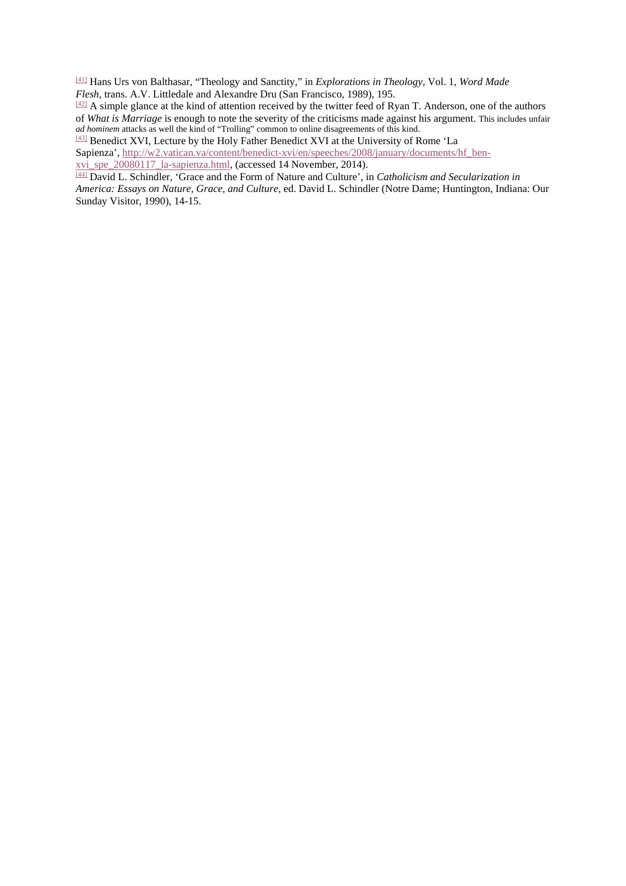[41] Hans Urs von Balthasar, "Theology and Sanctity," in *Explorations in Theology*, Vol. 1, *Word Made Flesh*, trans. A.V. Littledale and Alexandre Dru (San Francisco, 1989), 195.

[42] A simple glance at the kind of attention received by the twitter feed of Ryan T. Anderson, one of the authors of *What is Marriage* is enough to note the severity of the criticisms made against his argument. This includes unfair *ad hominem* attacks as well the kind of "Trolling" common to online disagreements of this kind.

[43] Benedict XVI, Lecture by the Holy Father Benedict XVI at the University of Rome 'La Sapienza', http://w2.vatican.va/content/benedict-xvi/en/speeches/2008/january/documents/hf_ben-xvi_spe_20080117_la-sapienza.html, (accessed 14 November, 2014).

[44] David L. Schindler, 'Grace and the Form of Nature and Culture', in *Catholicism and Secularization in America: Essays on Nature, Grace, and Culture*, ed. David L. Schindler (Notre Dame; Huntington, Indiana: Our Sunday Visitor, 1990), 14-15.